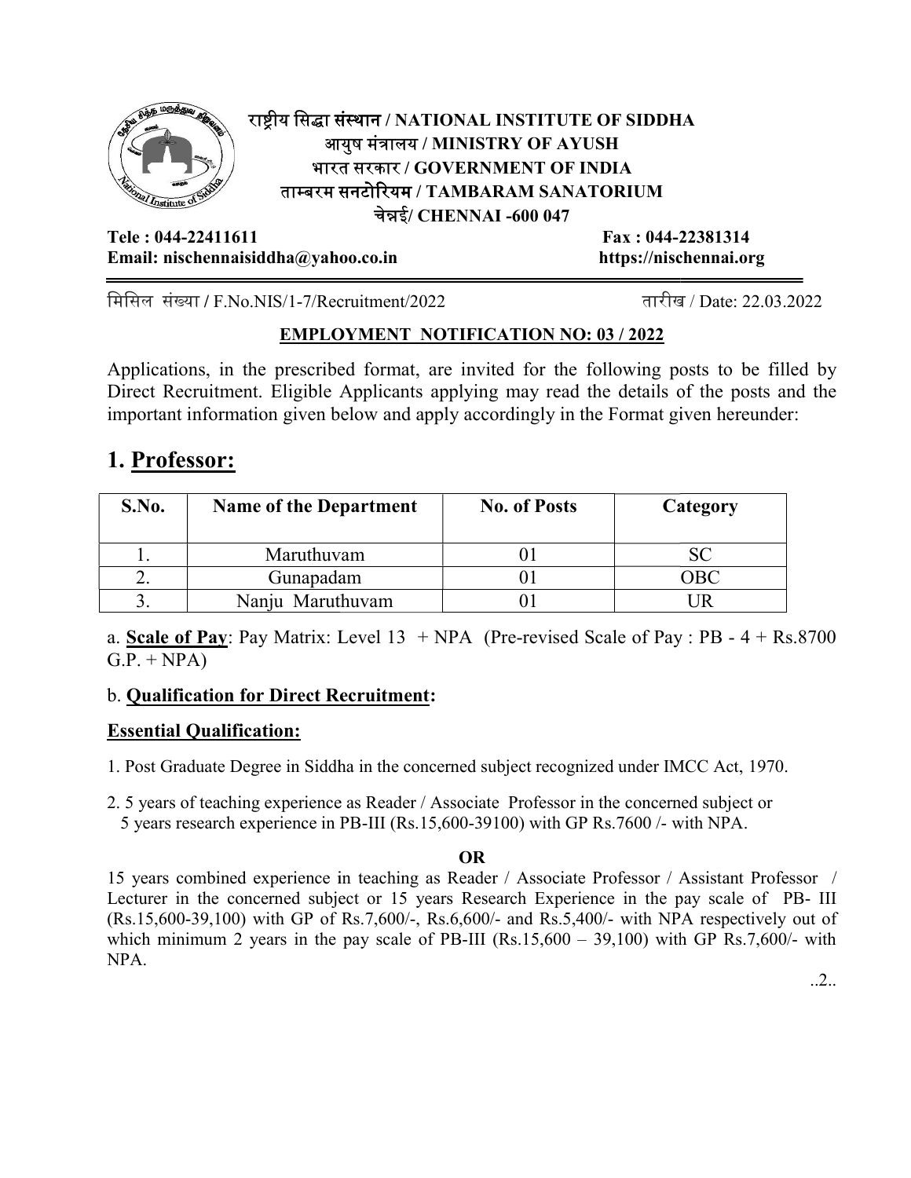**राष्ट्रीय सिद्धा संस्थान / NATIONAL INSTITUTE OF SIDDHA**
**आयुष मंत्रालय / MINISTRY OF AYUSH**
**भारत सरकार / GOVERNMENT OF INDIA**
**ताम्बरम सनटोरियम / TAMBARAM SANATORIUM**
**चेन्नई/ CHENNAI -600 047**

**Tele : 044-22411611** **Fax : 044-22381314**
**Email: nischennaisiddha@yahoo.co.in** **https://nischennai.org**

मिसिल संख्या / F.No.NIS/1-7/Recruitment/2022 तारीख / Date: 22.03.2022

**EMPLOYMENT NOTIFICATION NO: 03 / 2022**

Applications, in the prescribed format, are invited for the following posts to be filled by Direct Recruitment. Eligible Applicants applying may read the details of the posts and the important information given below and apply accordingly in the Format given hereunder:

# 1. Professor:

| S.No. | Name of the Department | No. of Posts | Category |
|---|---|---|---|
| 1. | Maruthuvam | 01 | SC |
| 2. | Gunapadam | 01 | OBC |
| 3. | Nanju Maruthuvam | 01 | UR |

a. **Scale of Pay**: Pay Matrix: Level 13 + NPA (Pre-revised Scale of Pay : PB - 4 + Rs.8700 G.P. + NPA)

b. **Qualification for Direct Recruitment:**

**Essential Qualification:**

1. Post Graduate Degree in Siddha in the concerned subject recognized under IMCC Act, 1970.

2. 5 years of teaching experience as Reader / Associate Professor in the concerned subject or 5 years research experience in PB-III (Rs.15,600-39100) with GP Rs.7600 /- with NPA.

**OR**

15 years combined experience in teaching as Reader / Associate Professor / Assistant Professor / Lecturer in the concerned subject or 15 years Research Experience in the pay scale of PB- III (Rs.15,600-39,100) with GP of Rs.7,600/-, Rs.6,600/- and Rs.5,400/- with NPA respectively out of which minimum 2 years in the pay scale of PB-III (Rs.15,600 – 39,100) with GP Rs.7,600/- with NPA.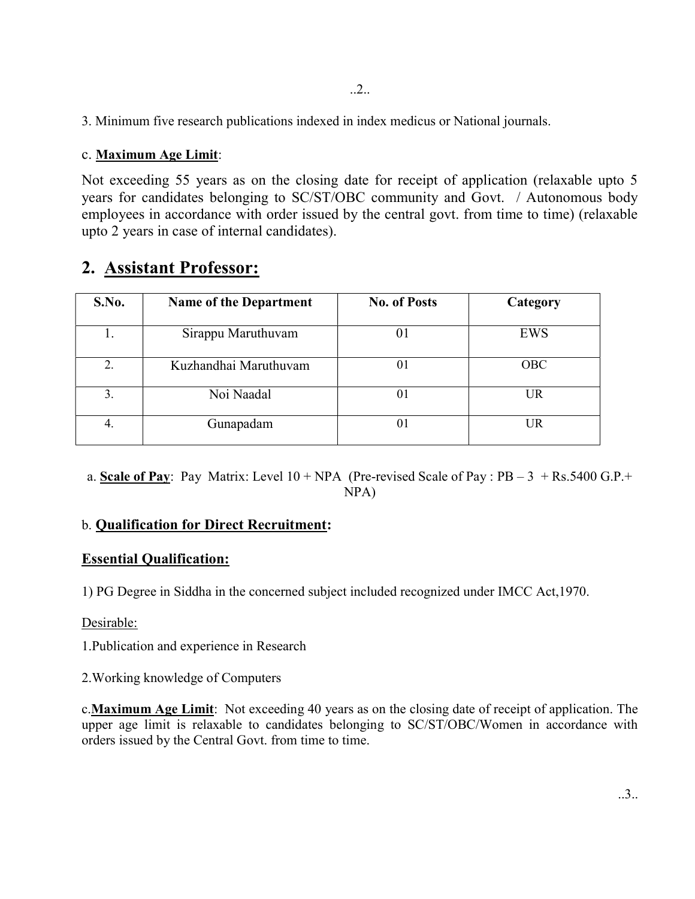3. Minimum five research publications indexed in index medicus or National journals.

c. **Maximum Age Limit**:

Not exceeding 55 years as on the closing date for receipt of application (relaxable upto 5 years for candidates belonging to SC/ST/OBC community and Govt. / Autonomous body employees in accordance with order issued by the central govt. from time to time) (relaxable upto 2 years in case of internal candidates).

## 2. Assistant Professor:

| S.No. | Name of the Department | No. of Posts | Category |
|---|---|---|---|
| 1. | Sirappu Maruthuvam | 01 | EWS |
| 2. | Kuzhandhai Maruthuvam | 01 | OBC |
| 3. | Noi Naadal | 01 | UR |
| 4. | Gunapadam | 01 | UR |

a. **Scale of Pay**: Pay Matrix: Level 10 + NPA (Pre-revised Scale of Pay : PB – 3 + Rs.5400 G.P.+ NPA)

b. **Qualification for Direct Recruitment:**

**Essential Qualification:**

1) PG Degree in Siddha in the concerned subject included recognized under IMCC Act,1970.

Desirable:

1.Publication and experience in Research

2.Working knowledge of Computers

c.**Maximum Age Limit**: Not exceeding 40 years as on the closing date of receipt of application. The upper age limit is relaxable to candidates belonging to SC/ST/OBC/Women in accordance with orders issued by the Central Govt. from time to time.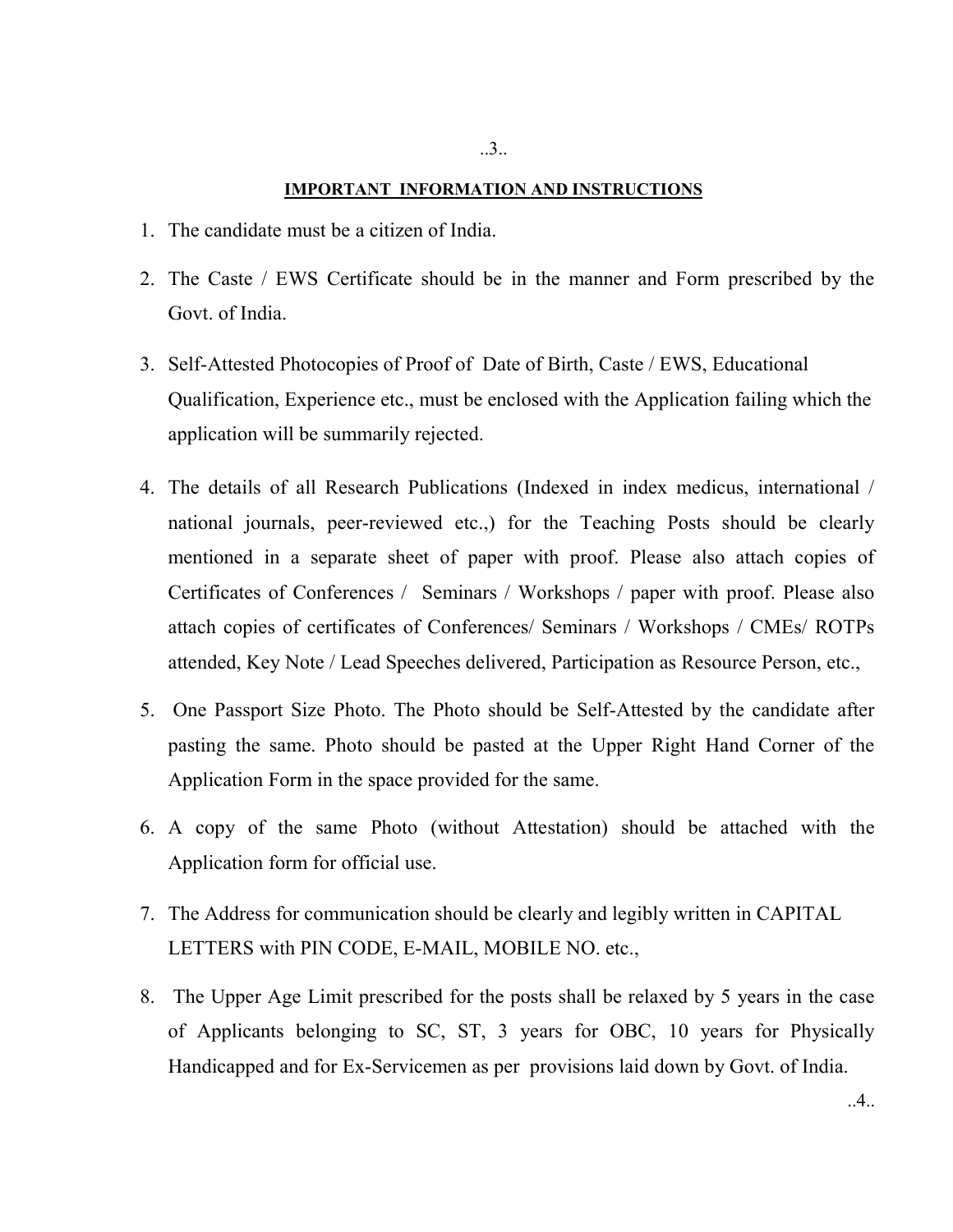## IMPORTANT INFORMATION AND INSTRUCTIONS

1. The candidate must be a citizen of India.
2. The Caste / EWS Certificate should be in the manner and Form prescribed by the Govt. of India.
3. Self-Attested Photocopies of Proof of Date of Birth, Caste / EWS, Educational Qualification, Experience etc., must be enclosed with the Application failing which the application will be summarily rejected.
4. The details of all Research Publications (Indexed in index medicus, international / national journals, peer-reviewed etc.,) for the Teaching Posts should be clearly mentioned in a separate sheet of paper with proof. Please also attach copies of Certificates of Conferences / Seminars / Workshops / paper with proof. Please also attach copies of certificates of Conferences/ Seminars / Workshops / CMEs/ ROTPs attended, Key Note / Lead Speeches delivered, Participation as Resource Person, etc.,
5. One Passport Size Photo. The Photo should be Self-Attested by the candidate after pasting the same. Photo should be pasted at the Upper Right Hand Corner of the Application Form in the space provided for the same.
6. A copy of the same Photo (without Attestation) should be attached with the Application form for official use.
7. The Address for communication should be clearly and legibly written in CAPITAL LETTERS with PIN CODE, E-MAIL, MOBILE NO. etc.,
8. The Upper Age Limit prescribed for the posts shall be relaxed by 5 years in the case of Applicants belonging to SC, ST, 3 years for OBC, 10 years for Physically Handicapped and for Ex-Servicemen as per provisions laid down by Govt. of India.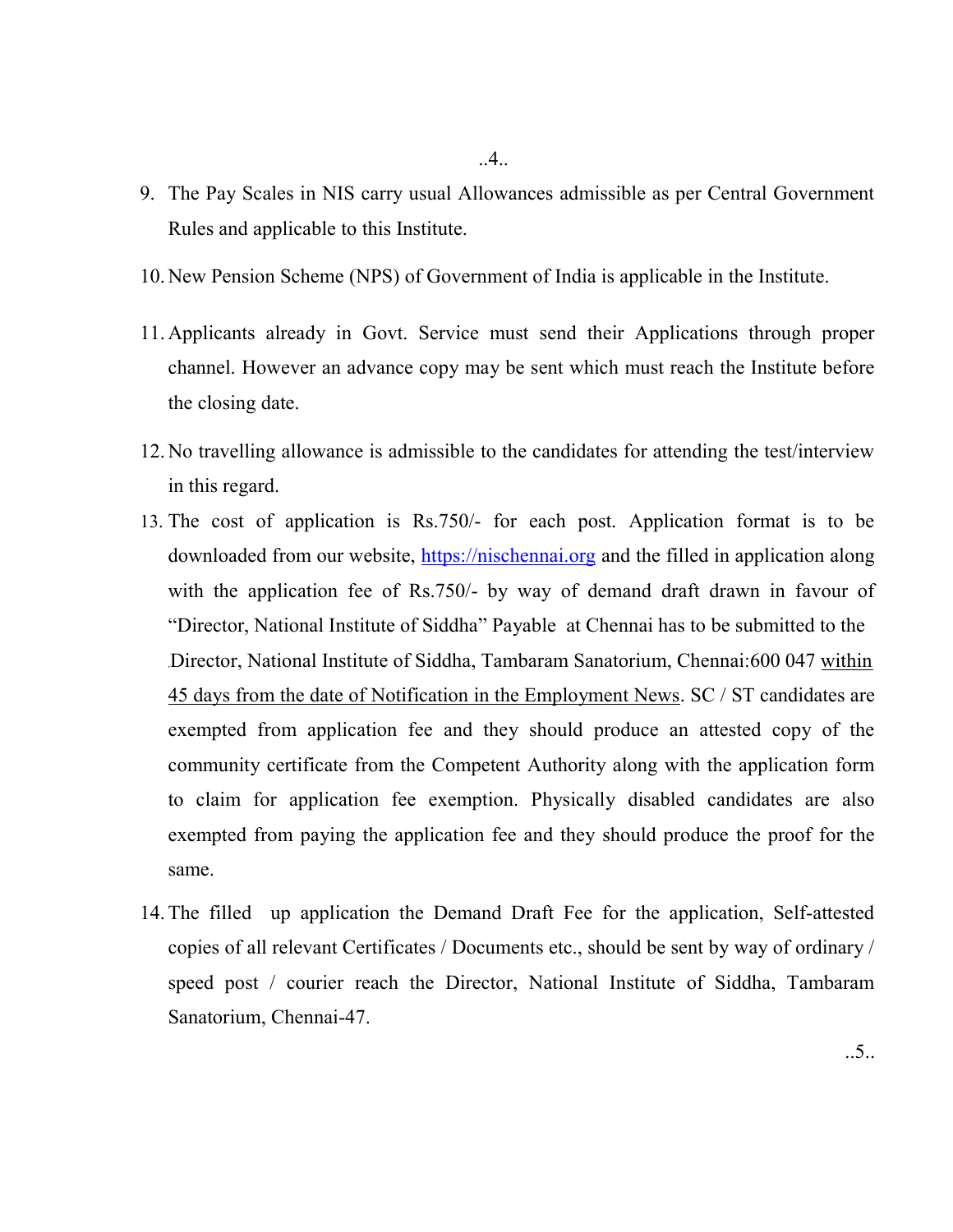9. The Pay Scales in NIS carry usual Allowances admissible as per Central Government Rules and applicable to this Institute.

10. New Pension Scheme (NPS) of Government of India is applicable in the Institute.

11. Applicants already in Govt. Service must send their Applications through proper channel. However an advance copy may be sent which must reach the Institute before the closing date.

12. No travelling allowance is admissible to the candidates for attending the test/interview in this regard.

13. The cost of application is Rs.750/- for each post. Application format is to be downloaded from our website, https://nischennai.org and the filled in application along with the application fee of Rs.750/- by way of demand draft drawn in favour of "Director, National Institute of Siddha" Payable at Chennai has to be submitted to the Director, National Institute of Siddha, Tambaram Sanatorium, Chennai:600 047 <u>within 45 days from the date of Notification in the Employment News</u>. SC / ST candidates are exempted from application fee and they should produce an attested copy of the community certificate from the Competent Authority along with the application form to claim for application fee exemption. Physically disabled candidates are also exempted from paying the application fee and they should produce the proof for the same.

14. The filled up application the Demand Draft Fee for the application, Self-attested copies of all relevant Certificates / Documents etc., should be sent by way of ordinary / speed post / courier reach the Director, National Institute of Siddha, Tambaram Sanatorium, Chennai-47.

..5..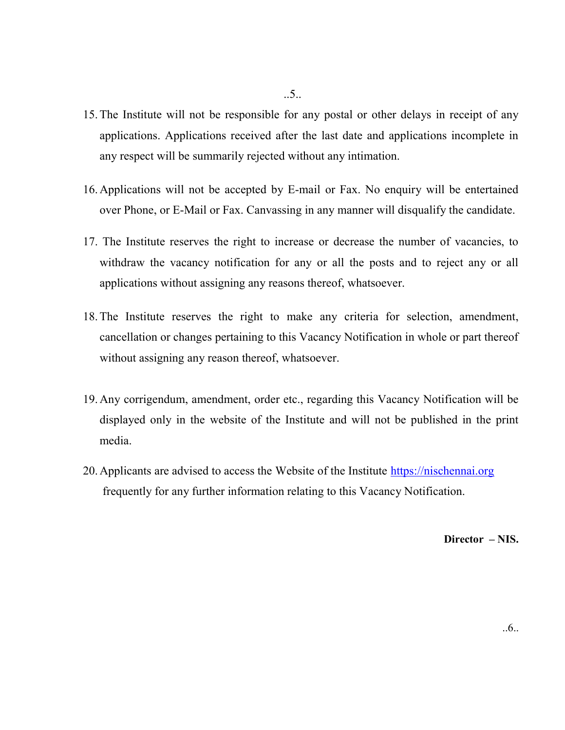15. The Institute will not be responsible for any postal or other delays in receipt of any applications. Applications received after the last date and applications incomplete in any respect will be summarily rejected without any intimation.

16. Applications will not be accepted by E-mail or Fax. No enquiry will be entertained over Phone, or E-Mail or Fax. Canvassing in any manner will disqualify the candidate.

17. The Institute reserves the right to increase or decrease the number of vacancies, to withdraw the vacancy notification for any or all the posts and to reject any or all applications without assigning any reasons thereof, whatsoever.

18. The Institute reserves the right to make any criteria for selection, amendment, cancellation or changes pertaining to this Vacancy Notification in whole or part thereof without assigning any reason thereof, whatsoever.

19. Any corrigendum, amendment, order etc., regarding this Vacancy Notification will be displayed only in the website of the Institute and will not be published in the print media.

20. Applicants are advised to access the Website of the Institute [https://nischennai.org](https://nischennai.org) frequently for any further information relating to this Vacancy Notification.

**Director – NIS.**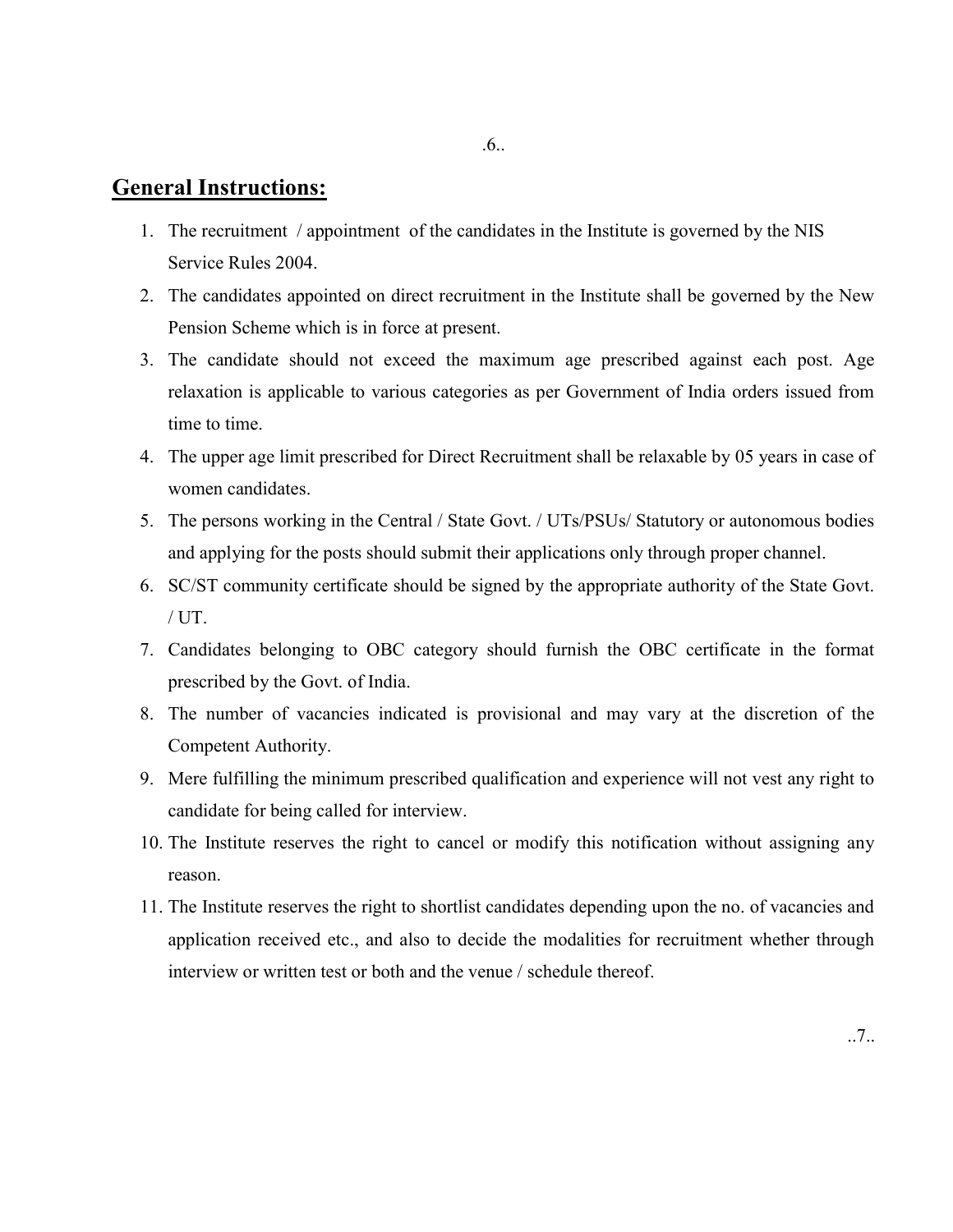## General Instructions:

1. The recruitment / appointment of the candidates in the Institute is governed by the NIS Service Rules 2004.
2. The candidates appointed on direct recruitment in the Institute shall be governed by the New Pension Scheme which is in force at present.
3. The candidate should not exceed the maximum age prescribed against each post. Age relaxation is applicable to various categories as per Government of India orders issued from time to time.
4. The upper age limit prescribed for Direct Recruitment shall be relaxable by 05 years in case of women candidates.
5. The persons working in the Central / State Govt. / UTs/PSUs/ Statutory or autonomous bodies and applying for the posts should submit their applications only through proper channel.
6. SC/ST community certificate should be signed by the appropriate authority of the State Govt. / UT.
7. Candidates belonging to OBC category should furnish the OBC certificate in the format prescribed by the Govt. of India.
8. The number of vacancies indicated is provisional and may vary at the discretion of the Competent Authority.
9. Mere fulfilling the minimum prescribed qualification and experience will not vest any right to candidate for being called for interview.
10. The Institute reserves the right to cancel or modify this notification without assigning any reason.
11. The Institute reserves the right to shortlist candidates depending upon the no. of vacancies and application received etc., and also to decide the modalities for recruitment whether through interview or written test or both and the venue / schedule thereof.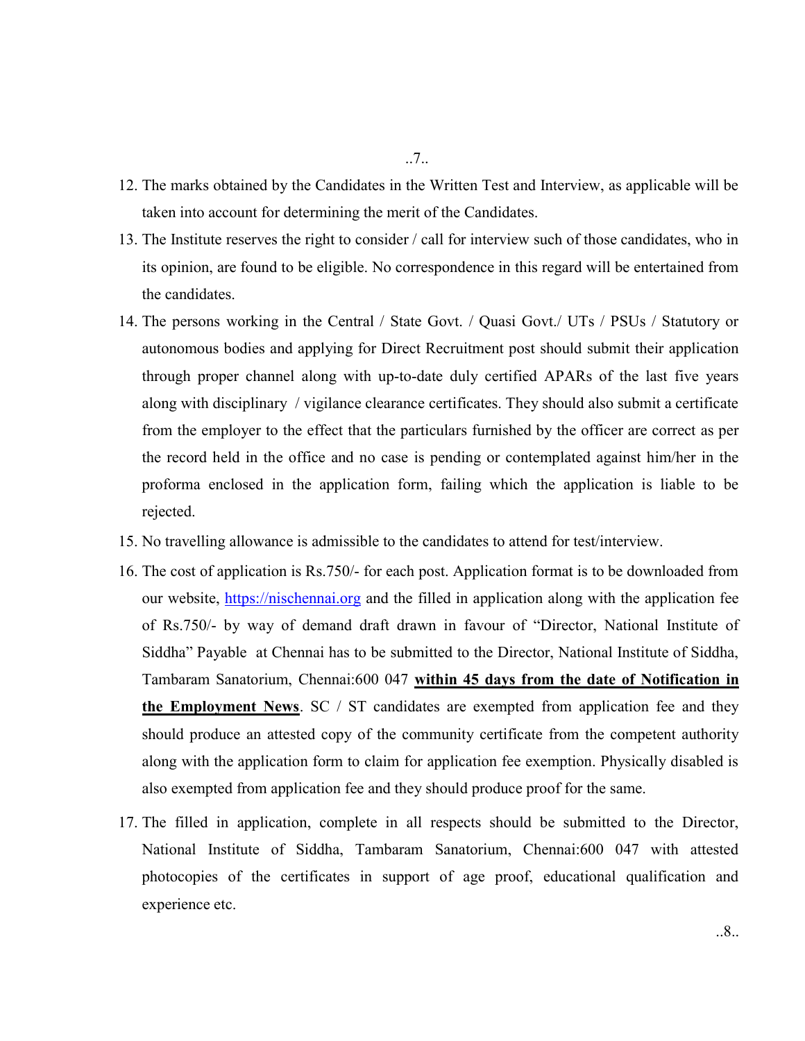12. The marks obtained by the Candidates in the Written Test and Interview, as applicable will be taken into account for determining the merit of the Candidates.
13. The Institute reserves the right to consider / call for interview such of those candidates, who in its opinion, are found to be eligible. No correspondence in this regard will be entertained from the candidates.
14. The persons working in the Central / State Govt. / Quasi Govt./ UTs / PSUs / Statutory or autonomous bodies and applying for Direct Recruitment post should submit their application through proper channel along with up-to-date duly certified APARs of the last five years along with disciplinary / vigilance clearance certificates. They should also submit a certificate from the employer to the effect that the particulars furnished by the officer are correct as per the record held in the office and no case is pending or contemplated against him/her in the proforma enclosed in the application form, failing which the application is liable to be rejected.
15. No travelling allowance is admissible to the candidates to attend for test/interview.
16. The cost of application is Rs.750/- for each post. Application format is to be downloaded from our website, [https://nischennai.org](https://nischennai.org) and the filled in application along with the application fee of Rs.750/- by way of demand draft drawn in favour of "Director, National Institute of Siddha" Payable at Chennai has to be submitted to the Director, National Institute of Siddha, Tambaram Sanatorium, Chennai:600 047 **within 45 days from the date of Notification in the Employment News**. SC / ST candidates are exempted from application fee and they should produce an attested copy of the community certificate from the competent authority along with the application form to claim for application fee exemption. Physically disabled is also exempted from application fee and they should produce proof for the same.
17. The filled in application, complete in all respects should be submitted to the Director, National Institute of Siddha, Tambaram Sanatorium, Chennai:600 047 with attested photocopies of the certificates in support of age proof, educational qualification and experience etc.

..8..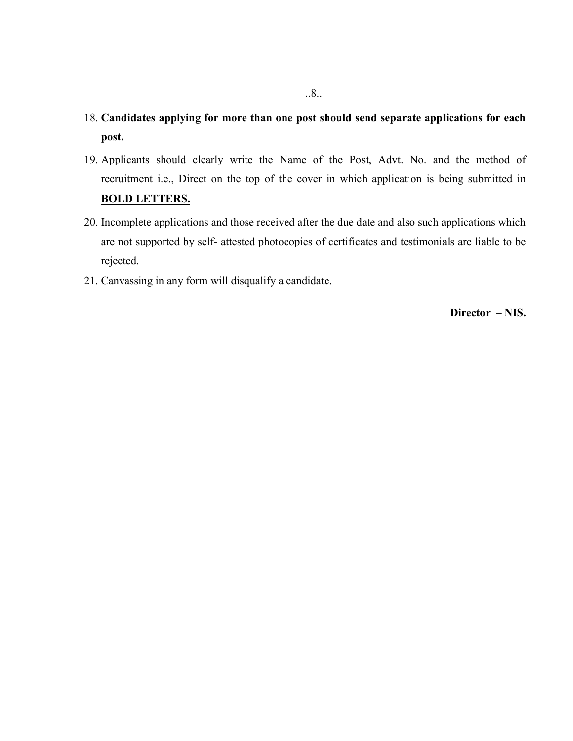18. **Candidates applying for more than one post should send separate applications for each post.**
19. Applicants should clearly write the Name of the Post, Advt. No. and the method of recruitment i.e., Direct on the top of the cover in which application is being submitted in **<u>BOLD LETTERS.</u>**
20. Incomplete applications and those received after the due date and also such applications which are not supported by self- attested photocopies of certificates and testimonials are liable to be rejected.
21. Canvassing in any form will disqualify a candidate.

**Director – NIS.**